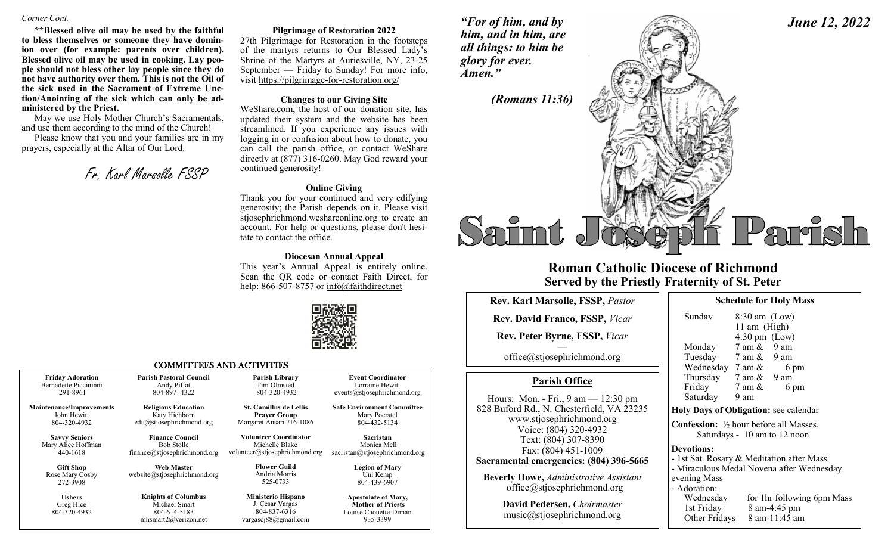*Corner Cont.*

**\*\*Blessed olive oil may be used by the faithful to bless themselves or someone they have dominion over (for example: parents over children). Blessed olive oil may be used in cooking. Lay people should not bless other lay people since they do not have authority over them. This is not the Oil of the sick used in the Sacrament of Extreme Unction/Anointing of the sick which can only be administered by the Priest.**

May we use Holy Mother Church's Sacramentals, and use them according to the mind of the Church!

Please know that you and your families are in my prayers, especially at the Altar of Our Lord.

*Fr. Karl Marsolle FSSP*

### Pilgrimage of Restoration 2022

27th Pilgrimage for Restoration in the footsteps of the martyrs returns to Our Blessed Lady's Shrine of the Martyrs at Auriesville, NY, 23-25 September — Friday to Sunday! For more info, visit https://pilgrimage-for-restoration.org/

### Changes to our Giving Site

WeShare.com, the host of our donation site, has updated their system and the website has been streamlined. If you experience any issues with logging in or confusion about how to donate, you can call the parish office, or contact WeShare directly at (877) 316-0260. May God reward your continued generosity!

### Online Giving

Thank you for your continued and very edifying generosity; the Parish depends on it. Please visit stjosephrichmond.weshareonline.org to create an account. For help or questions, please don't hesitate to contact the office.

### Diocesan Annual Appeal

This year's Annual Appeal is entirely online. Scan the QR code or contact Faith Direct, for help: 866-507-8757 or info@faithdirect.net

## COMMITTEES AND ACTIVITIES

| | | | |
|---|---|---|---|
| **Friday Adoration**<br>Bernadette Piccininni<br>291-8961 | **Parish Pastoral Council**<br>Andy Piffat<br>804-897- 4322 | **Parish Library**<br>Tim Olmsted<br>804-320-4932 | **Event Coordinator**<br>Lorraine Hewitt<br>events@stjosephrichmond.org |
| **Maintenance/Improvements**<br>John Hewitt<br>804-320-4932 | **Religious Education**<br>Katy Hichborn<br>edu@stjosephrichmond.org | **St. Camillus de Lellis Prayer Group**<br>Margaret Ansari 716-1086 | **Safe Environment Committee**<br>Mary Poerstel<br>804-432-5134 |
| **Savvy Seniors**<br>Mary Alice Hoffman<br>440-1618 | **Finance Council**<br>Bob Stolle<br>finance@stjosephrichmond.org | **Volunteer Coordinator**<br>Michelle Blake<br>volunteer@stjosephrichmond.org | **Sacristan**<br>Monica Mell<br>sacristan@stjosephrichmond.org |
| **Gift Shop**<br>Rose Mary Cosby<br>272-3908 | **Web Master**<br>website@stjosephrichmond.org | **Flower Guild**<br>Andria Morris<br>525-0733 | **Legion of Mary**<br>Uni Kemp<br>804-439-6907 |
| **Ushers**<br>Greg Hice<br>804-320-4932 | **Knights of Columbus**<br>Michael Smart<br>804-614-5183<br>mhsmart2@verizon.net | **Ministerio Hispano**<br>J. Cesar Vargas<br>804-837-6316<br>vargascj88@gmail.com | **Apostolate of Mary, Mother of Priests**<br>Louise Caouette-Diman<br>935-3399 |

***"For of him, and by him, and in him, are all things: to him be glory for ever. Amen."***

***(Romans 11:36)***

***June 12, 2022***

# Saint Joseph Parish

## Roman Catholic Diocese of Richmond
### Served by the Priestly Fraternity of St. Peter

**Rev. Karl Marsolle, FSSP,** *Pastor*

**Rev. David Franco, FSSP,** *Vicar*

**Rev. Peter Byrne, FSSP,** *Vicar*

—

office@stjosephrichmond.org

### Parish Office

Hours: Mon. - Fri., 9 am — 12:30 pm
828 Buford Rd., N. Chesterfield, VA 23235
www.stjosephrichmond.org
Voice: (804) 320-4932
Text: (804) 307-8390
Fax: (804) 451-1009
**Sacramental emergencies: (804) 396-5665**

**Beverly Howe,** *Administrative Assistant*
office@stjosephrichmond.org

**David Pedersen,** *Choirmaster*
music@stjosephrichmond.org

### Schedule for Holy Mass

| | |
|---|---|
| Sunday | 8:30 am (Low)<br>11 am (High)<br>4:30 pm (Low) |
| Monday | 7 am & 9 am |
| Tuesday | 7 am & 9 am |
| Wednesday | 7 am & 6 pm |
| Thursday | 7 am & 9 am |
| Friday | 7 am & 6 pm |
| Saturday | 9 am |

**Holy Days of Obligation:** see calendar

**Confession:** ½ hour before all Masses, Saturdays - 10 am to 12 noon

**Devotions:**
- 1st Sat. Rosary & Meditation after Mass
- Miraculous Medal Novena after Wednesday evening Mass
- Adoration:
  - Wednesday — for 1hr following 6pm Mass
  - 1st Friday — 8 am-4:45 pm
  - Other Fridays — 8 am-11:45 am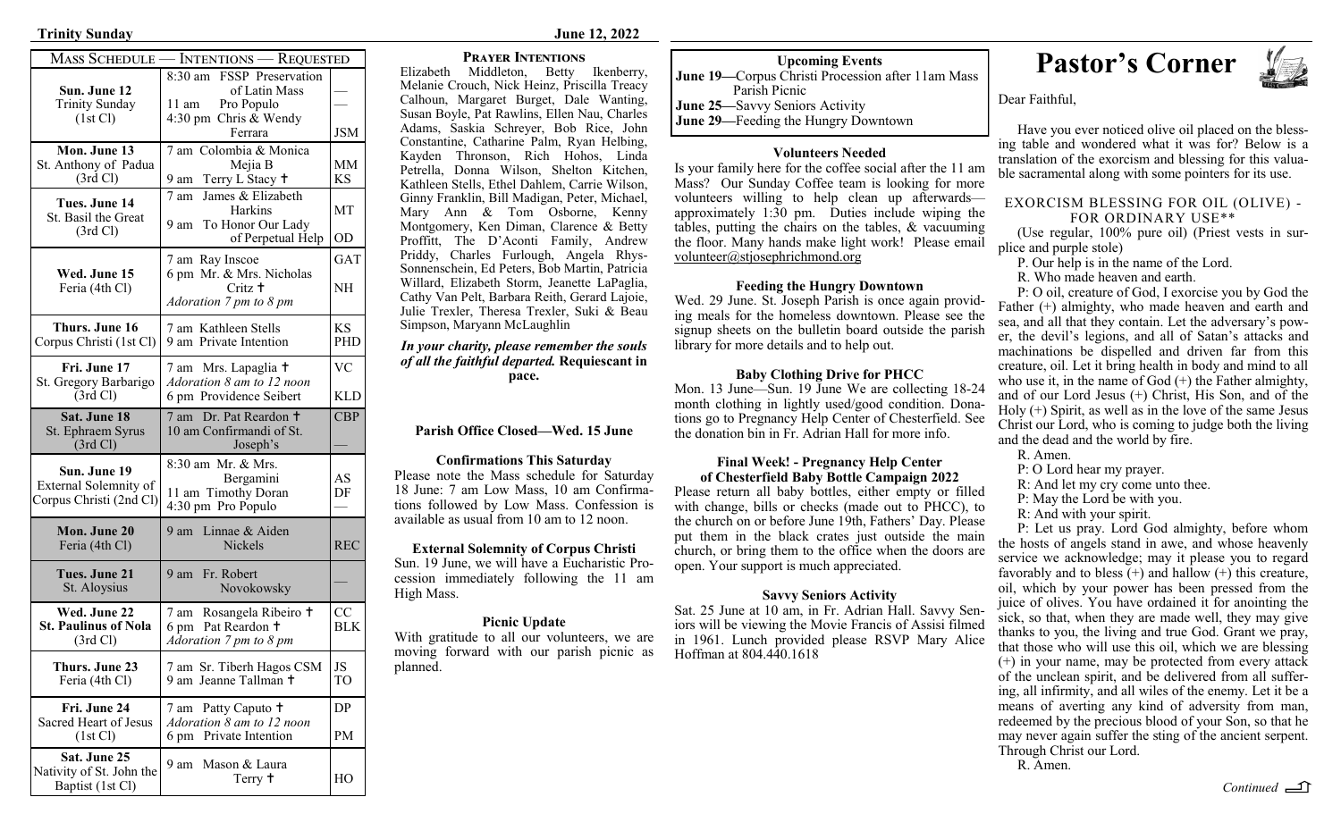**Trinity Sunday** **June 12, 2022**

| Mass Schedule — Intentions — Requested | | |
|---|---|---|
| **Sun. June 12** Trinity Sunday (1st Cl) | 8:30 am FSSP Preservation of Latin Mass<br>11 am Pro Populo<br>4:30 pm Chris & Wendy Ferrara | —<br>—<br>JSM |
| **Mon. June 13** St. Anthony of Padua (3rd Cl) | 7 am Colombia & Monica Mejia B<br>9 am Terry L Stacy ✝ | MM<br>KS |
| **Tues. June 14** St. Basil the Great (3rd Cl) | 7 am James & Elizabeth Harkins<br>9 am To Honor Our Lady of Perpetual Help | MT<br>OD |
| **Wed. June 15** Feria (4th Cl) | 7 am Ray Inscoe<br>6 pm Mr. & Mrs. Nicholas Critz ✝<br>*Adoration 7 pm to 8 pm* | GAT<br>NH |
| **Thurs. June 16** Corpus Christi (1st Cl) | 7 am Kathleen Stells<br>9 am Private Intention | KS<br>PHD |
| **Fri. June 17** St. Gregory Barbarigo (3rd Cl) | 7 am Mrs. Lapaglia ✝<br>*Adoration 8 am to 12 noon*<br>6 pm Providence Seibert | VC<br>KLD |
| **Sat. June 18** St. Ephraem Syrus (3rd Cl) | 7 am Dr. Pat Reardon ✝<br>10 am Confirmandi of St. Joseph's | CBP<br>— |
| **Sun. June 19** External Solemnity of Corpus Christi (2nd Cl) | 8:30 am Mr. & Mrs. Bergamini<br>11 am Timothy Doran<br>4:30 pm Pro Populo | AS<br>DF<br>— |
| **Mon. June 20** Feria (4th Cl) | 9 am Linnae & Aiden Nickels | REC |
| **Tues. June 21** St. Aloysius | 9 am Fr. Robert Novokowsky | — |
| **Wed. June 22** **St. Paulinus of Nola** (3rd Cl) | 7 am Rosangela Ribeiro ✝<br>6 pm Pat Reardon ✝<br>*Adoration 7 pm to 8 pm* | CC<br>BLK |
| **Thurs. June 23** Feria (4th Cl) | 7 am Sr. Tiberh Hagos CSM<br>9 am Jeanne Tallman ✝ | JS<br>TO |
| **Fri. June 24** Sacred Heart of Jesus (1st Cl) | 7 am Patty Caputo ✝<br>*Adoration 8 am to 12 noon*<br>6 pm Private Intention | DP<br>PM |
| **Sat. June 25** Nativity of St. John the Baptist (1st Cl) | 9 am Mason & Laura Terry ✝ | HO |

## Prayer Intentions

Elizabeth Middleton, Betty Ikenberry, Melanie Crouch, Nick Heinz, Priscilla Treacy Calhoun, Margaret Burget, Dale Wanting, Susan Boyle, Pat Rawlins, Ellen Nau, Charles Adams, Saskia Schreyer, Bob Rice, John Constantine, Catharine Palm, Ryan Helbing, Kayden Thronson, Rich Hohos, Linda Petrella, Donna Wilson, Shelton Kitchen, Kathleen Stells, Ethel Dahlem, Carrie Wilson, Ginny Franklin, Bill Madigan, Peter, Michael, Mary Ann & Tom Osborne, Kenny Montgomery, Ken Diman, Clarence & Betty Proffitt, The D'Aconti Family, Andrew Priddy, Charles Furlough, Angela Rhys-Sonnenschein, Ed Peters, Bob Martin, Patricia Willard, Elizabeth Storm, Jeanette LaPaglia, Cathy Van Pelt, Barbara Reith, Gerard Lajoie, Julie Trexler, Theresa Trexler, Suki & Beau Simpson, Maryann McLaughlin

***In your charity, please remember the souls of all the faithful departed.* Requiescant in pace.**

### Parish Office Closed—Wed. 15 June

### Confirmations This Saturday

Please note the Mass schedule for Saturday 18 June: 7 am Low Mass, 10 am Confirmations followed by Low Mass. Confession is available as usual from 10 am to 12 noon.

### External Solemnity of Corpus Christi

Sun. 19 June, we will have a Eucharistic Procession immediately following the 11 am High Mass.

### Picnic Update

With gratitude to all our volunteers, we are moving forward with our parish picnic as planned.

### Upcoming Events

**June 19—**Corpus Christi Procession after 11am Mass
Parish Picnic
**June 25—**Savvy Seniors Activity
**June 29—**Feeding the Hungry Downtown

### Volunteers Needed

Is your family here for the coffee social after the 11 am Mass? Our Sunday Coffee team is looking for more volunteers willing to help clean up afterwards—approximately 1:30 pm. Duties include wiping the tables, putting the chairs on the tables, & vacuuming the floor. Many hands make light work! Please email volunteer@stjosephrichmond.org

### Feeding the Hungry Downtown

Wed. 29 June. St. Joseph Parish is once again providing meals for the homeless downtown. Please see the signup sheets on the bulletin board outside the parish library for more details and to help out.

### Baby Clothing Drive for PHCC

Mon. 13 June—Sun. 19 June We are collecting 18-24 month clothing in lightly used/good condition. Donations go to Pregnancy Help Center of Chesterfield. See the donation bin in Fr. Adrian Hall for more info.

### Final Week! - Pregnancy Help Center of Chesterfield Baby Bottle Campaign 2022

Please return all baby bottles, either empty or filled with change, bills or checks (made out to PHCC), to the church on or before June 19th, Fathers' Day. Please put them in the black crates just outside the main church, or bring them to the office when the doors are open. Your support is much appreciated.

### Savvy Seniors Activity

Sat. 25 June at 10 am, in Fr. Adrian Hall. Savvy Seniors will be viewing the Movie Francis of Assisi filmed in 1961. Lunch provided please RSVP Mary Alice Hoffman at 804.440.1618

# Pastor's Corner

Dear Faithful,

Have you ever noticed olive oil placed on the blessing table and wondered what it was for? Below is a translation of the exorcism and blessing for this valuable sacramental along with some pointers for its use.

### EXORCISM BLESSING FOR OIL (OLIVE) - FOR ORDINARY USE**

(Use regular, 100% pure oil) (Priest vests in surplice and purple stole)

P. Our help is in the name of the Lord.

R. Who made heaven and earth.

P: O oil, creature of God, I exorcise you by God the Father (+) almighty, who made heaven and earth and sea, and all that they contain. Let the adversary's power, the devil's legions, and all of Satan's attacks and machinations be dispelled and driven far from this creature, oil. Let it bring health in body and mind to all who use it, in the name of God (+) the Father almighty, and of our Lord Jesus (+) Christ, His Son, and of the Holy (+) Spirit, as well as in the love of the same Jesus Christ our Lord, who is coming to judge both the living and the dead and the world by fire.

R. Amen.

P: O Lord hear my prayer.

R: And let my cry come unto thee.

P: May the Lord be with you.

R: And with your spirit.

P: Let us pray. Lord God almighty, before whom the hosts of angels stand in awe, and whose heavenly service we acknowledge; may it please you to regard favorably and to bless (+) and hallow (+) this creature, oil, which by your power has been pressed from the juice of olives. You have ordained it for anointing the sick, so that, when they are made well, they may give thanks to you, the living and true God. Grant we pray, that those who will use this oil, which we are blessing (+) in your name, may be protected from every attack of the unclean spirit, and be delivered from all suffering, all infirmity, and all wiles of the enemy. Let it be a means of averting any kind of adversity from man, redeemed by the precious blood of your Son, so that he may never again suffer the sting of the ancient serpent. Through Christ our Lord.

R. Amen.

*Continued*